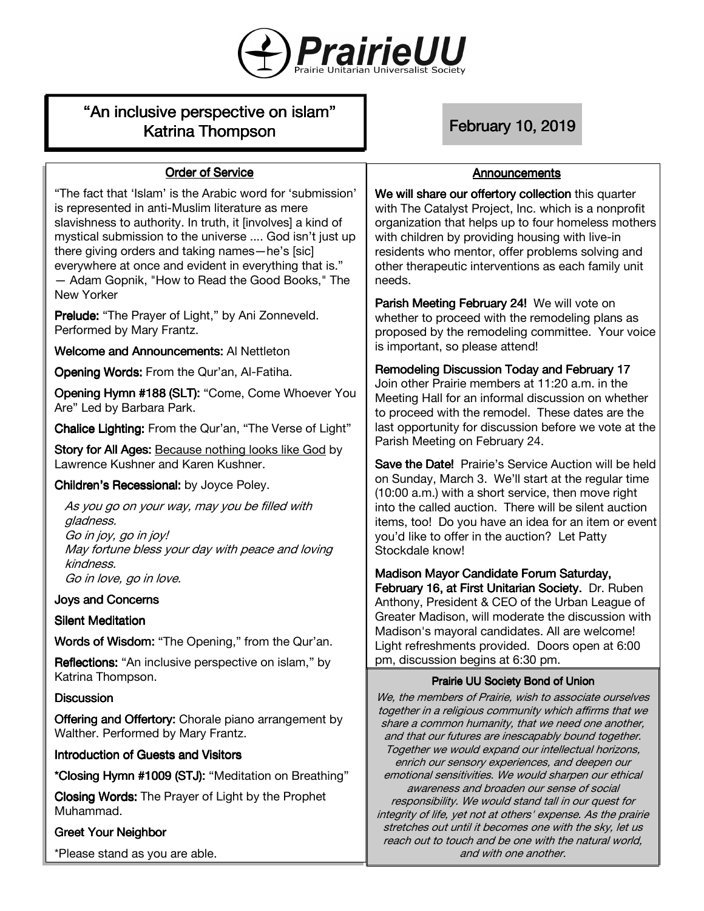# PrairieUU

Prairie Unitarian Universalist Society

## "An inclusive perspective on islam"
## Katrina Thompson

**February 10, 2019**

### Order of Service

"The fact that 'Islam' is the Arabic word for 'submission' is represented in anti-Muslim literature as mere slavishness to authority. In truth, it [involves] a kind of mystical submission to the universe .... God isn't just up there giving orders and taking names—he's [sic] everywhere at once and evident in everything that is." — Adam Gopnik, "How to Read the Good Books," The New Yorker

**Prelude:** "The Prayer of Light," by Ani Zonneveld. Performed by Mary Frantz.

**Welcome and Announcements:** Al Nettleton

**Opening Words:** From the Qur'an, Al-Fatiha.

**Opening Hymn #188 (SLT):** "Come, Come Whoever You Are" Led by Barbara Park.

**Chalice Lighting:** From the Qur'an, "The Verse of Light"

**Story for All Ages:** Because nothing looks like God by Lawrence Kushner and Karen Kushner.

**Children's Recessional:** by Joyce Poley.

*As you go on your way, may you be filled with gladness.*
*Go in joy, go in joy!*
*May fortune bless your day with peace and loving kindness.*
*Go in love, go in love.*

**Joys and Concerns**

**Silent Meditation**

**Words of Wisdom:** "The Opening," from the Qur'an.

**Reflections:** "An inclusive perspective on islam," by Katrina Thompson.

**Discussion**

**Offering and Offertory:** Chorale piano arrangement by Walther. Performed by Mary Frantz.

**Introduction of Guests and Visitors**

***Closing Hymn #1009 (STJ):** "Meditation on Breathing"

**Closing Words:** The Prayer of Light by the Prophet Muhammad.

**Greet Your Neighbor**

*Please stand as you are able.

### Announcements

**We will share our offertory collection** this quarter with The Catalyst Project, Inc. which is a nonprofit organization that helps up to four homeless mothers with children by providing housing with live-in residents who mentor, offer problems solving and other therapeutic interventions as each family unit needs.

**Parish Meeting February 24!** We will vote on whether to proceed with the remodeling plans as proposed by the remodeling committee. Your voice is important, so please attend!

**Remodeling Discussion Today and February 17** Join other Prairie members at 11:20 a.m. in the Meeting Hall for an informal discussion on whether to proceed with the remodel. These dates are the last opportunity for discussion before we vote at the Parish Meeting on February 24.

**Save the Date!** Prairie's Service Auction will be held on Sunday, March 3. We'll start at the regular time (10:00 a.m.) with a short service, then move right into the called auction. There will be silent auction items, too! Do you have an idea for an item or event you'd like to offer in the auction? Let Patty Stockdale know!

**Madison Mayor Candidate Forum Saturday, February 16, at First Unitarian Society.** Dr. Ruben Anthony, President & CEO of the Urban League of Greater Madison, will moderate the discussion with Madison's mayoral candidates. All are welcome! Light refreshments provided. Doors open at 6:00 pm, discussion begins at 6:30 pm.

### Prairie UU Society Bond of Union

*We, the members of Prairie, wish to associate ourselves together in a religious community which affirms that we share a common humanity, that we need one another, and that our futures are inescapably bound together. Together we would expand our intellectual horizons, enrich our sensory experiences, and deepen our emotional sensitivities. We would sharpen our ethical awareness and broaden our sense of social responsibility. We would stand tall in our quest for integrity of life, yet not at others' expense. As the prairie stretches out until it becomes one with the sky, let us reach out to touch and be one with the natural world, and with one another.*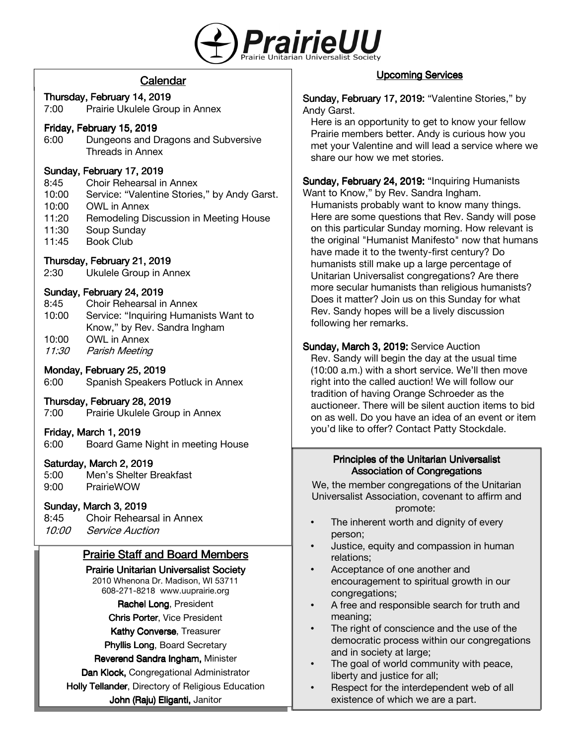# PrairieUU

Prairie Unitarian Universalist Society

## Calendar

**Thursday, February 14, 2019**
7:00 Prairie Ukulele Group in Annex

**Friday, February 15, 2019**
6:00 Dungeons and Dragons and Subversive Threads in Annex

**Sunday, February 17, 2019**
8:45 Choir Rehearsal in Annex
10:00 Service: "Valentine Stories," by Andy Garst.
10:00 OWL in Annex
11:20 Remodeling Discussion in Meeting House
11:30 Soup Sunday
11:45 Book Club

**Thursday, February 21, 2019**
2:30 Ukulele Group in Annex

**Sunday, February 24, 2019**
8:45 Choir Rehearsal in Annex
10:00 Service: "Inquiring Humanists Want to Know," by Rev. Sandra Ingham
10:00 OWL in Annex
*11:30 Parish Meeting*

**Monday, February 25, 2019**
6:00 Spanish Speakers Potluck in Annex

**Thursday, February 28, 2019**
7:00 Prairie Ukulele Group in Annex

**Friday, March 1, 2019**
6:00 Board Game Night in meeting House

**Saturday, March 2, 2019**
5:00 Men's Shelter Breakfast
9:00 PrairieWOW

**Sunday, March 3, 2019**
8:45 Choir Rehearsal in Annex
*10:00 Service Auction*

## Prairie Staff and Board Members

**Prairie Unitarian Universalist Society**
2010 Whenona Dr. Madison, WI 53711
608-271-8218 www.uuprairie.org

**Rachel Long**, President
**Chris Porter**, Vice President
**Kathy Converse**, Treasurer
**Phyllis Long**, Board Secretary
**Reverend Sandra Ingham,** Minister
**Dan Klock,** Congregational Administrator
**Holly Tellander**, Directory of Religious Education
**John (Raju) Eliganti,** Janitor

## Upcoming Services

**Sunday, February 17, 2019:** "Valentine Stories," by Andy Garst.
Here is an opportunity to get to know your fellow Prairie members better. Andy is curious how you met your Valentine and will lead a service where we share our how we met stories.

**Sunday, February 24, 2019:** "Inquiring Humanists Want to Know," by Rev. Sandra Ingham.
Humanists probably want to know many things. Here are some questions that Rev. Sandy will pose on this particular Sunday morning. How relevant is the original "Humanist Manifesto" now that humans have made it to the twenty-first century? Do humanists still make up a large percentage of Unitarian Universalist congregations? Are there more secular humanists than religious humanists? Does it matter? Join us on this Sunday for what Rev. Sandy hopes will be a lively discussion following her remarks.

**Sunday, March 3, 2019:** Service Auction
Rev. Sandy will begin the day at the usual time (10:00 a.m.) with a short service. We'll then move right into the called auction! We will follow our tradition of having Orange Schroeder as the auctioneer. There will be silent auction items to bid on as well. Do you have an idea of an event or item you'd like to offer? Contact Patty Stockdale.

### Principles of the Unitarian Universalist Association of Congregations

We, the member congregations of the Unitarian Universalist Association, covenant to affirm and promote:

- The inherent worth and dignity of every person;
- Justice, equity and compassion in human relations;
- Acceptance of one another and encouragement to spiritual growth in our congregations;
- A free and responsible search for truth and meaning;
- The right of conscience and the use of the democratic process within our congregations and in society at large;
- The goal of world community with peace, liberty and justice for all;
- Respect for the interdependent web of all existence of which we are a part.